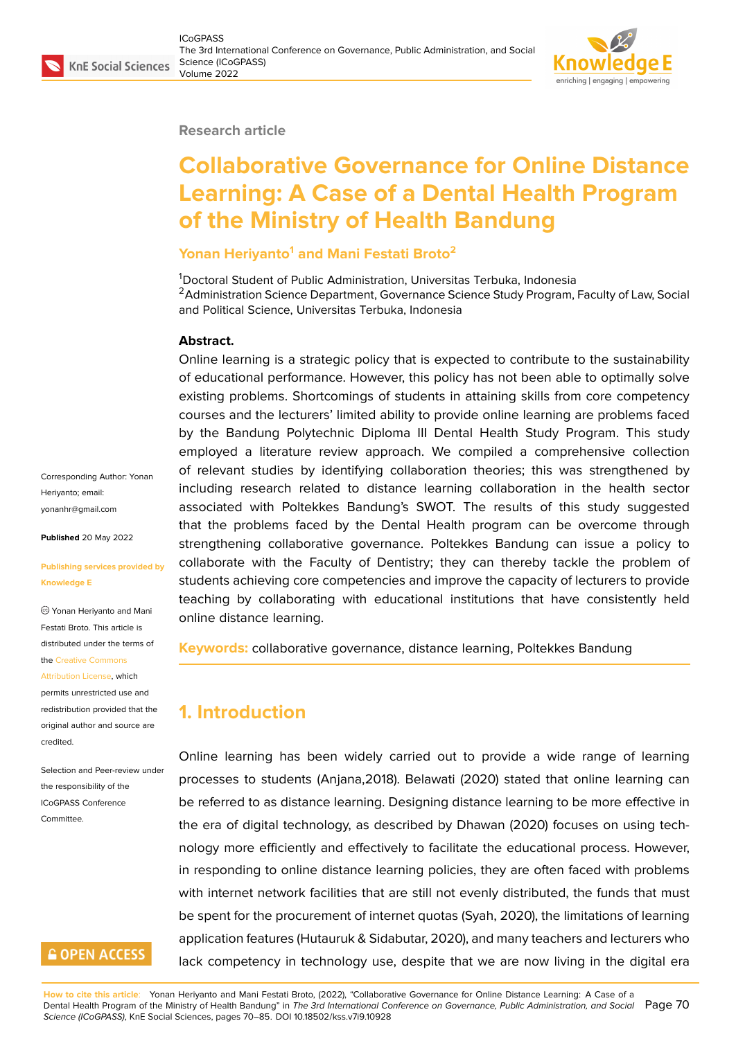Research article

# Collaborative Governance for Online Distance Learning: A Case of a Dental Health Program of the Ministry of Health Bandung

**Yonan Heriyanto[1] and Mani Festati Broto[2]**

[1]Doctoral Student of Public Administration, Universitas Terbuka, Indonesia
[2]Administration Science Department, Governance Science Study Program, Faculty of Law, Social and Political Science, Universitas Terbuka, Indonesia

Corresponding Author: Yonan Heriyanto; email: yonanhr@gmail.com

**Published** 20 May 2022

**Publishing services provided by Knowledge E**

© Yonan Heriyanto and Mani Festati Broto. This article is distributed under the terms of the Creative Commons Attribution License, which permits unrestricted use and redistribution provided that the original author and source are credited.

Selection and Peer-review under the responsibility of the ICoGPASS Conference Committee.

**Abstract.**
Online learning is a strategic policy that is expected to contribute to the sustainability of educational performance. However, this policy has not been able to optimally solve existing problems. Shortcomings of students in attaining skills from core competency courses and the lecturers' limited ability to provide online learning are problems faced by the Bandung Polytechnic Diploma III Dental Health Study Program. This study employed a literature review approach. We compiled a comprehensive collection of relevant studies by identifying collaboration theories; this was strengthened by including research related to distance learning collaboration in the health sector associated with Poltekkes Bandung's SWOT. The results of this study suggested that the problems faced by the Dental Health program can be overcome through strengthening collaborative governance. Poltekkes Bandung can issue a policy to collaborate with the Faculty of Dentistry; they can thereby tackle the problem of students achieving core competencies and improve the capacity of lecturers to provide teaching by collaborating with educational institutions that have consistently held online distance learning.

**Keywords:** collaborative governance, distance learning, Poltekkes Bandung

## 1. Introduction

Online learning has been widely carried out to provide a wide range of learning processes to students (Anjana,2018). Belawati (2020) stated that online learning can be referred to as distance learning. Designing distance learning to be more effective in the era of digital technology, as described by Dhawan (2020) focuses on using technology more efficiently and effectively to facilitate the educational process. However, in responding to online distance learning policies, they are often faced with problems with internet network facilities that are still not evenly distributed, the funds that must be spent for the procurement of internet quotas (Syah, 2020), the limitations of learning application features (Hutauruk & Sidabutar, 2020), and many teachers and lecturers who lack competency in technology use, despite that we are now living in the digital era

**How to cite this article**: Yonan Heriyanto and Mani Festati Broto, (2022), "Collaborative Governance for Online Distance Learning: A Case of a Dental Health Program of the Ministry of Health Bandung" in *The 3rd International Conference on Governance, Public Administration, and Social Science (ICoGPASS)*, KnE Social Sciences, pages 70–85. DOI 10.18502/kss.v7i9.10928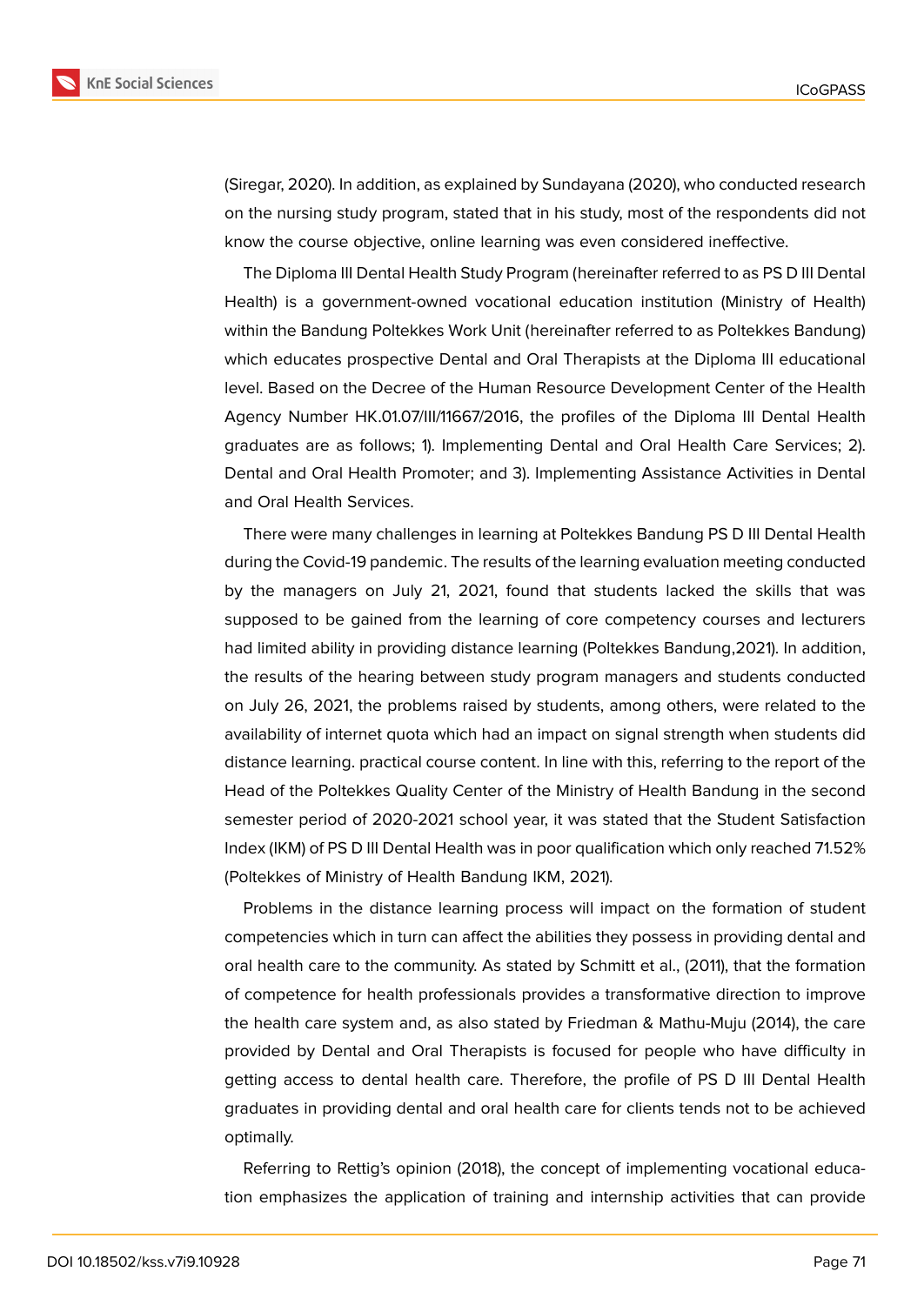(Siregar, 2020). In addition, as explained by Sundayana (2020), who conducted research on the nursing study program, stated that in his study, most of the respondents did not know the course objective, online learning was even considered ineffective.

The Diploma III Dental Health Study Program (hereinafter referred to as PS D III Dental Health) is a government-owned vocational education institution (Ministry of Health) within the Bandung Poltekkes Work Unit (hereinafter referred to as Poltekkes Bandung) which educates prospective Dental and Oral Therapists at the Diploma III educational level. Based on the Decree of the Human Resource Development Center of the Health Agency Number HK.01.07/III/11667/2016, the profiles of the Diploma III Dental Health graduates are as follows; 1). Implementing Dental and Oral Health Care Services; 2). Dental and Oral Health Promoter; and 3). Implementing Assistance Activities in Dental and Oral Health Services.

There were many challenges in learning at Poltekkes Bandung PS D III Dental Health during the Covid-19 pandemic. The results of the learning evaluation meeting conducted by the managers on July 21, 2021, found that students lacked the skills that was supposed to be gained from the learning of core competency courses and lecturers had limited ability in providing distance learning (Poltekkes Bandung,2021). In addition, the results of the hearing between study program managers and students conducted on July 26, 2021, the problems raised by students, among others, were related to the availability of internet quota which had an impact on signal strength when students did distance learning. practical course content. In line with this, referring to the report of the Head of the Poltekkes Quality Center of the Ministry of Health Bandung in the second semester period of 2020-2021 school year, it was stated that the Student Satisfaction Index (IKM) of PS D III Dental Health was in poor qualification which only reached 71.52% (Poltekkes of Ministry of Health Bandung IKM, 2021).

Problems in the distance learning process will impact on the formation of student competencies which in turn can affect the abilities they possess in providing dental and oral health care to the community. As stated by Schmitt et al., (2011), that the formation of competence for health professionals provides a transformative direction to improve the health care system and, as also stated by Friedman & Mathu-Muju (2014), the care provided by Dental and Oral Therapists is focused for people who have difficulty in getting access to dental health care. Therefore, the profile of PS D III Dental Health graduates in providing dental and oral health care for clients tends not to be achieved optimally.

Referring to Rettig's opinion (2018), the concept of implementing vocational education emphasizes the application of training and internship activities that can provide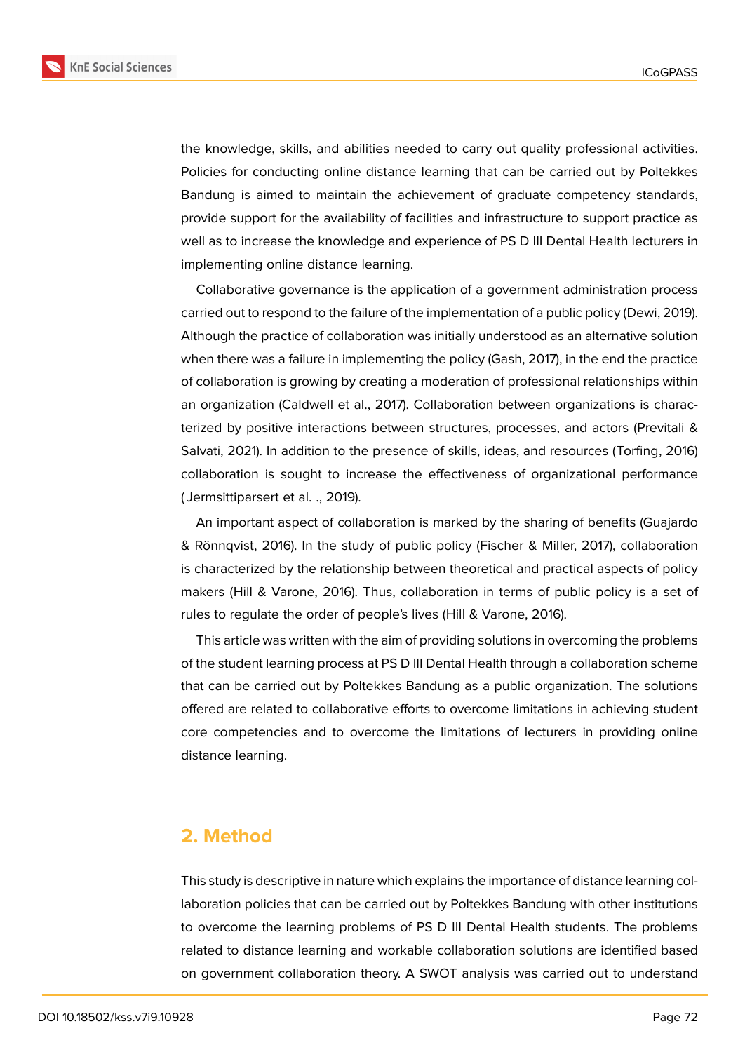the knowledge, skills, and abilities needed to carry out quality professional activities. Policies for conducting online distance learning that can be carried out by Poltekkes Bandung is aimed to maintain the achievement of graduate competency standards, provide support for the availability of facilities and infrastructure to support practice as well as to increase the knowledge and experience of PS D III Dental Health lecturers in implementing online distance learning.

Collaborative governance is the application of a government administration process carried out to respond to the failure of the implementation of a public policy (Dewi, 2019). Although the practice of collaboration was initially understood as an alternative solution when there was a failure in implementing the policy (Gash, 2017), in the end the practice of collaboration is growing by creating a moderation of professional relationships within an organization (Caldwell et al., 2017). Collaboration between organizations is characterized by positive interactions between structures, processes, and actors (Previtali & Salvati, 2021). In addition to the presence of skills, ideas, and resources (Torfing, 2016) collaboration is sought to increase the effectiveness of organizational performance (Jermsittiparsert et al. ., 2019).

An important aspect of collaboration is marked by the sharing of benefits (Guajardo & Rönnqvist, 2016). In the study of public policy (Fischer & Miller, 2017), collaboration is characterized by the relationship between theoretical and practical aspects of policy makers (Hill & Varone, 2016). Thus, collaboration in terms of public policy is a set of rules to regulate the order of people's lives (Hill & Varone, 2016).

This article was written with the aim of providing solutions in overcoming the problems of the student learning process at PS D III Dental Health through a collaboration scheme that can be carried out by Poltekkes Bandung as a public organization. The solutions offered are related to collaborative efforts to overcome limitations in achieving student core competencies and to overcome the limitations of lecturers in providing online distance learning.

## 2. Method

This study is descriptive in nature which explains the importance of distance learning collaboration policies that can be carried out by Poltekkes Bandung with other institutions to overcome the learning problems of PS D III Dental Health students. The problems related to distance learning and workable collaboration solutions are identified based on government collaboration theory. A SWOT analysis was carried out to understand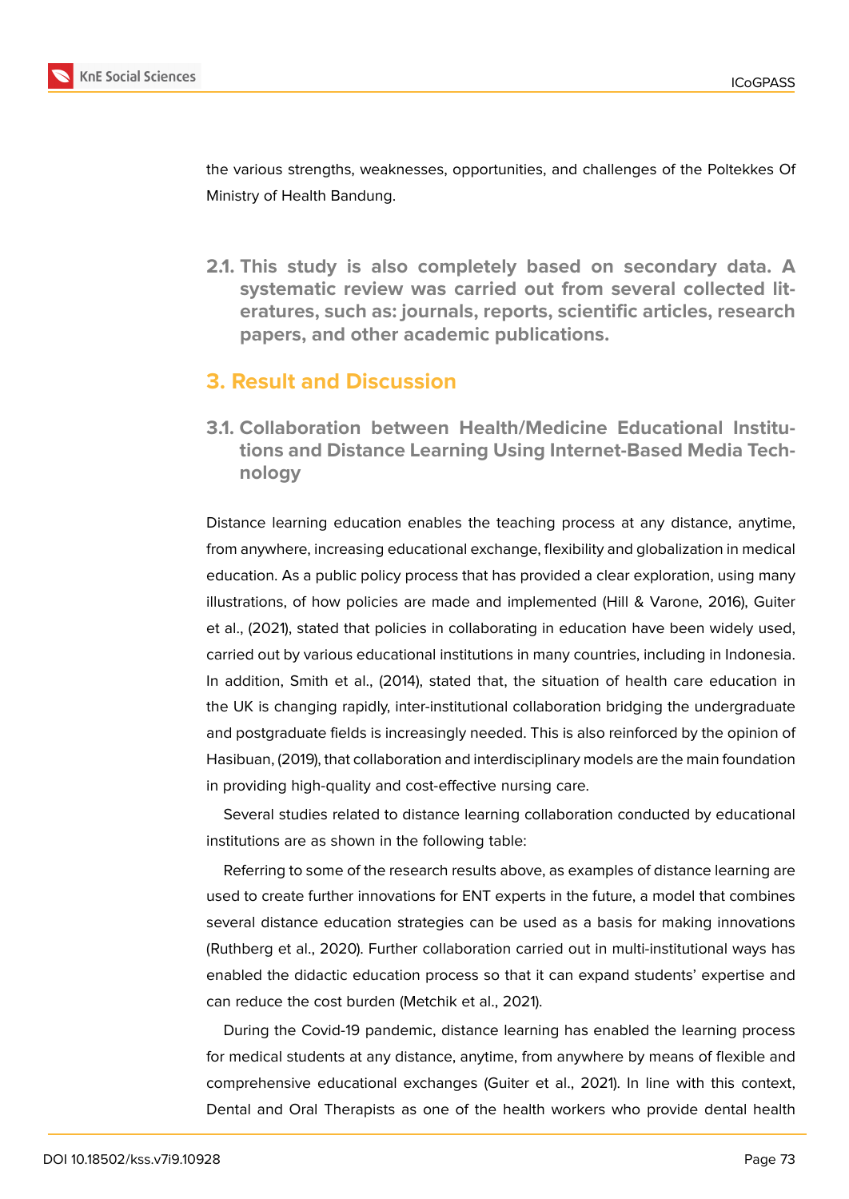the various strengths, weaknesses, opportunities, and challenges of the Poltekkes Of Ministry of Health Bandung.

### 2.1. This study is also completely based on secondary data. A systematic review was carried out from several collected literatures, such as: journals, reports, scientific articles, research papers, and other academic publications.

## 3. Result and Discussion

### 3.1. Collaboration between Health/Medicine Educational Institutions and Distance Learning Using Internet-Based Media Technology

Distance learning education enables the teaching process at any distance, anytime, from anywhere, increasing educational exchange, flexibility and globalization in medical education. As a public policy process that has provided a clear exploration, using many illustrations, of how policies are made and implemented (Hill & Varone, 2016), Guiter et al., (2021), stated that policies in collaborating in education have been widely used, carried out by various educational institutions in many countries, including in Indonesia. In addition, Smith et al., (2014), stated that, the situation of health care education in the UK is changing rapidly, inter-institutional collaboration bridging the undergraduate and postgraduate fields is increasingly needed. This is also reinforced by the opinion of Hasibuan, (2019), that collaboration and interdisciplinary models are the main foundation in providing high-quality and cost-effective nursing care.

Several studies related to distance learning collaboration conducted by educational institutions are as shown in the following table:

Referring to some of the research results above, as examples of distance learning are used to create further innovations for ENT experts in the future, a model that combines several distance education strategies can be used as a basis for making innovations (Ruthberg et al., 2020). Further collaboration carried out in multi-institutional ways has enabled the didactic education process so that it can expand students' expertise and can reduce the cost burden (Metchik et al., 2021).

During the Covid-19 pandemic, distance learning has enabled the learning process for medical students at any distance, anytime, from anywhere by means of flexible and comprehensive educational exchanges (Guiter et al., 2021). In line with this context, Dental and Oral Therapists as one of the health workers who provide dental health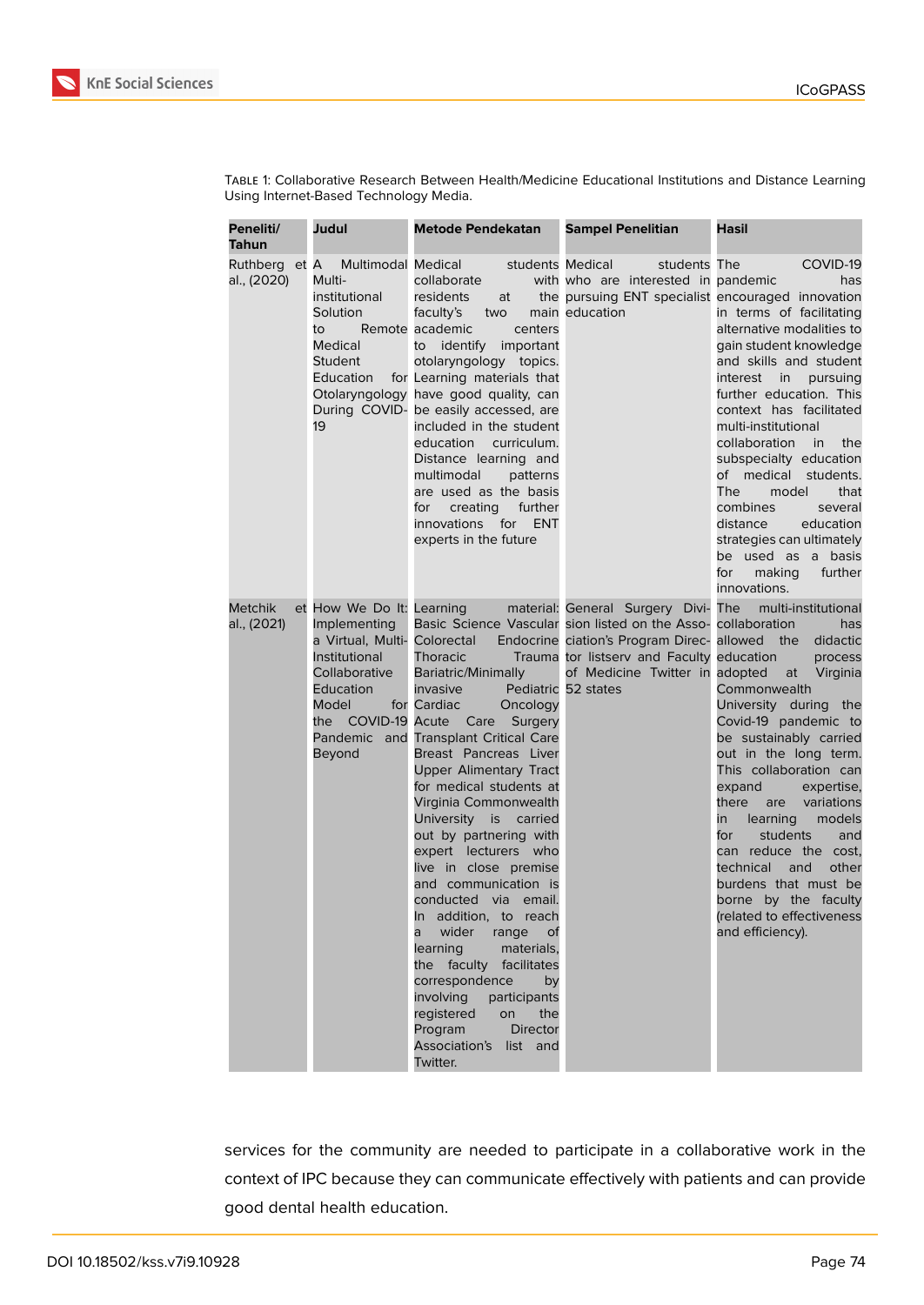Table 1: Collaborative Research Between Health/Medicine Educational Institutions and Distance Learning Using Internet-Based Technology Media.

| Peneliti/ Tahun | Judul | Metode Pendekatan | Sampel Penelitian | Hasil |
|---|---|---|---|---|
| Ruthberg et al., (2020) | A Multimodal Multi-institutional Solution to Remote Medical Student Education for Otolaryngology During COVID-19 | Medical students collaborate with residents at the faculty's two main academic centers to identify important otolaryngology topics. Learning materials that have good quality, can be easily accessed, are included in the student education curriculum. Distance learning and multimodal patterns are used as the basis for creating further innovations for ENT experts in the future | Medical students who are interested in pursuing ENT specialist education | The COVID-19 pandemic has encouraged innovation in terms of facilitating alternative modalities to gain student knowledge and skills and student interest in pursuing further education. This context has facilitated multi-institutional collaboration in the subspecialty education of medical students. The model that combines several distance education strategies can ultimately be used as a basis for making further innovations. |
| Metchik et al., (2021) | How We Do It: Implementing a Virtual, Multi-Institutional Collaborative Education Model for the COVID-19 Pandemic and Beyond | Learning material: Basic Science Vascular Colorectal Endocrine Thoracic Trauma Bariatric/Minimally invasive Pediatric Cardiac Oncology Acute Care Surgery Transplant Critical Care Breast Pancreas Liver Upper Alimentary Tract for medical students at Virginia Commonwealth University is carried out by partnering with expert lecturers who live in close premise and communication is conducted via email. In addition, to reach a wider range of learning materials, the faculty facilitates correspondence by involving participants registered on the Program Director Association's list and Twitter. | General Surgery Division listed on the Association's Program Director listserv and Faculty of Medicine Twitter in 52 states | The multi-institutional collaboration has allowed the didactic education process adopted at Virginia Commonwealth University during the Covid-19 pandemic to be sustainably carried out in the long term. This collaboration can expand expertise, there are variations in learning models for students and can reduce the cost, technical and other burdens that must be borne by the faculty (related to effectiveness and efficiency). |

services for the community are needed to participate in a collaborative work in the context of IPC because they can communicate effectively with patients and can provide good dental health education.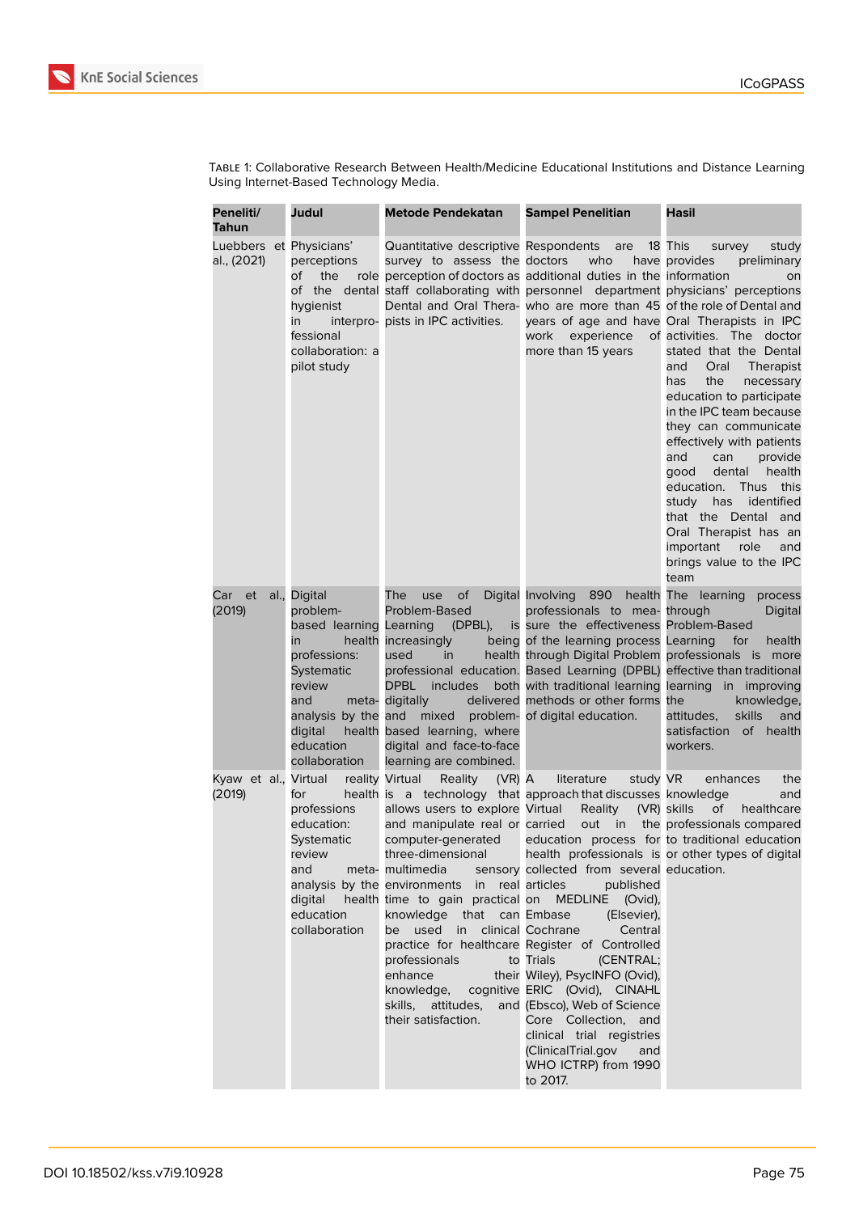Table 1: Collaborative Research Between Health/Medicine Educational Institutions and Distance Learning Using Internet-Based Technology Media.

| Peneliti/ Tahun | Judul | Metode Pendekatan | Sampel Penelitian | Hasil |
|---|---|---|---|---|
| Luebbers et al., (2021) | Physicians' perceptions of the role of the dental hygienist in interprofessional collaboration: a pilot study | Quantitative descriptive survey to assess the perception of doctors as staff collaborating with Dental and Oral Therapists in IPC activities. | Respondents are 18 doctors who have additional duties in the personnel department who are more than 45 years of age and have work experience of more than 15 years | This survey study provides preliminary information on physicians' perceptions of the role of Dental and Oral Therapists in IPC activities. The doctor stated that the Dental and Oral Therapist has the necessary education to participate in the IPC team because they can communicate effectively with patients and can provide good dental health education. Thus this study has identified that the Dental and Oral Therapist has an important role and brings value to the IPC team |
| Car et al., (2019) | Digital problem-based learning in health professions: Systematic review and meta-analysis by the digital health education collaboration | The use of Digital Problem-Based Learning (DPBL), is increasingly being used in health professional education. DPBL includes both digitally delivered and mixed problem-based learning, where digital and face-to-face learning are combined. | Involving 890 health professionals to measure the effectiveness of the learning process through Digital Problem Based Learning (DPBL) with traditional learning methods or other forms of digital education. | The learning process through Digital Problem-Based Learning for health professionals is more effective than traditional learning in improving the knowledge, attitudes, skills and satisfaction of health workers. |
| Kyaw et al., (2019) | Virtual reality for health professions education: Systematic review and meta-analysis by the digital health education collaboration | Virtual Reality (VR) is a technology that allows users to explore and manipulate real or computer-generated three-dimensional multimedia sensory environments in real time to gain practical knowledge that can be used in clinical practice for healthcare professionals to enhance their knowledge, cognitive skills, attitudes, and their satisfaction. | A literature study approach that discusses Virtual Reality (VR) carried out in the education process for health professionals is collected from several articles published on MEDLINE (Ovid), Embase (Elsevier), Cochrane Central Register of Controlled Trials (CENTRAL; Wiley), PsycINFO (Ovid), ERIC (Ovid), CINAHL (Ebsco), Web of Science Core Collection, and clinical trial registries (ClinicalTrial.gov and WHO ICTRP) from 1990 to 2017. | VR enhances the knowledge and skills of healthcare professionals compared to traditional education or other types of digital education. |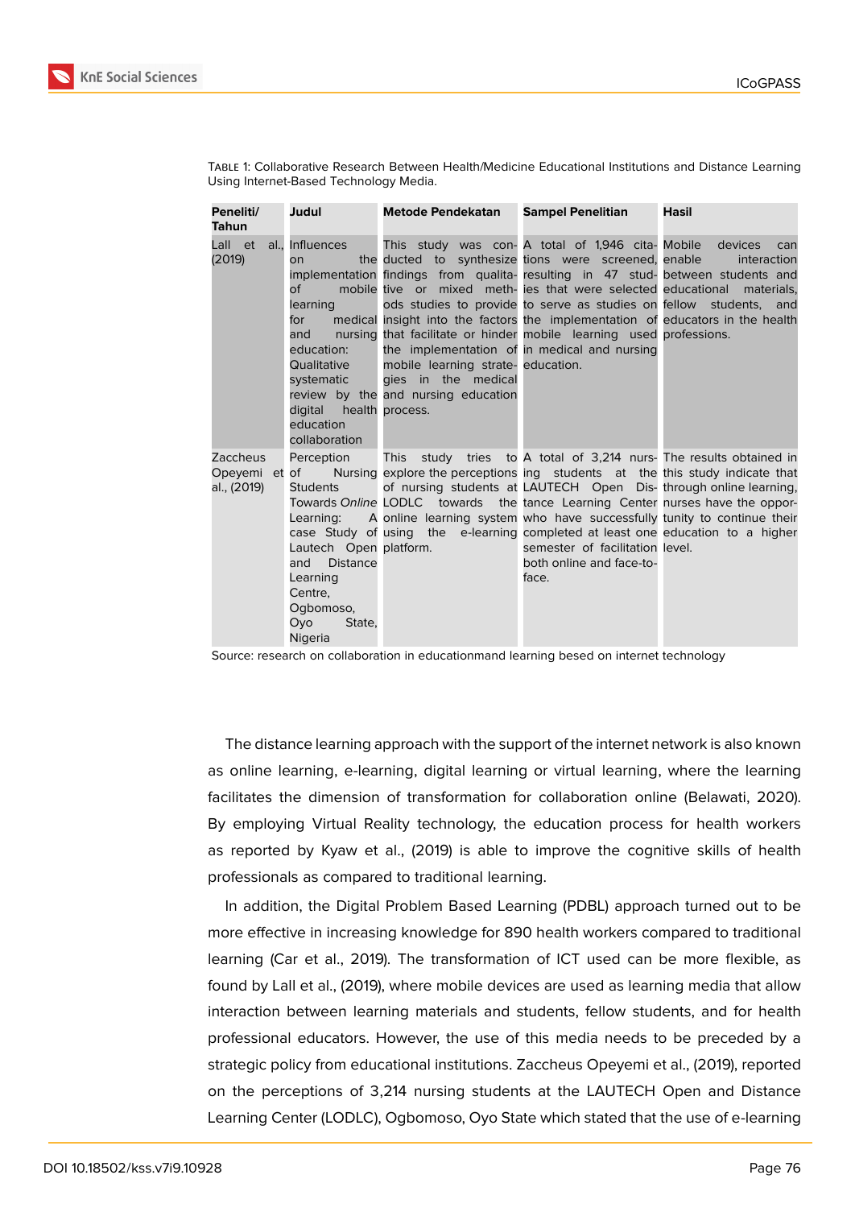Table 1: Collaborative Research Between Health/Medicine Educational Institutions and Distance Learning Using Internet-Based Technology Media.

| Peneliti/ Tahun | Judul | Metode Pendekatan | Sampel Penelitian | Hasil |
|---|---|---|---|---|
| Lall et al., (2019) | Influences on the implementation of mobile learning for medical and nursing education: Qualitative systematic review by the digital health education collaboration | This study was conducted to synthesize findings from qualitative or mixed methods studies to provide insight into the factors that facilitate or hinder the implementation of mobile learning strategies in the medical and nursing education process. | A total of 1,946 citations were screened, resulting in 47 studies that were selected to serve as studies on the implementation of mobile learning used in medical and nursing education. | Mobile devices can enable interaction between students and educational materials, fellow students, and educators in the health professions. |
| Zaccheus Opeyemi et al., (2019) | Perception of Nursing Students Towards *Online* Learning: A case Study of Lautech Open and Distance Learning Centre, Ogbomoso, Oyo State, Nigeria | This study tries to explore the perceptions of nursing students at LODLC towards the online learning system using the e-learning platform. | A total of 3,214 nursing students at the LAUTECH Open Distance Learning Center who have successfully completed at least one semester of facilitation both online and face-to-face. | The results obtained in this study indicate that through online learning, nurses have the opportunity to continue their education to a higher level. |

Source: research on collaboration in educationmand learning besed on internet technology

The distance learning approach with the support of the internet network is also known as online learning, e-learning, digital learning or virtual learning, where the learning facilitates the dimension of transformation for collaboration online (Belawati, 2020). By employing Virtual Reality technology, the education process for health workers as reported by Kyaw et al., (2019) is able to improve the cognitive skills of health professionals as compared to traditional learning.

In addition, the Digital Problem Based Learning (PDBL) approach turned out to be more effective in increasing knowledge for 890 health workers compared to traditional learning (Car et al., 2019). The transformation of ICT used can be more flexible, as found by Lall et al., (2019), where mobile devices are used as learning media that allow interaction between learning materials and students, fellow students, and for health professional educators. However, the use of this media needs to be preceded by a strategic policy from educational institutions. Zaccheus Opeyemi et al., (2019), reported on the perceptions of 3,214 nursing students at the LAUTECH Open and Distance Learning Center (LODLC), Ogbomoso, Oyo State which stated that the use of e-learning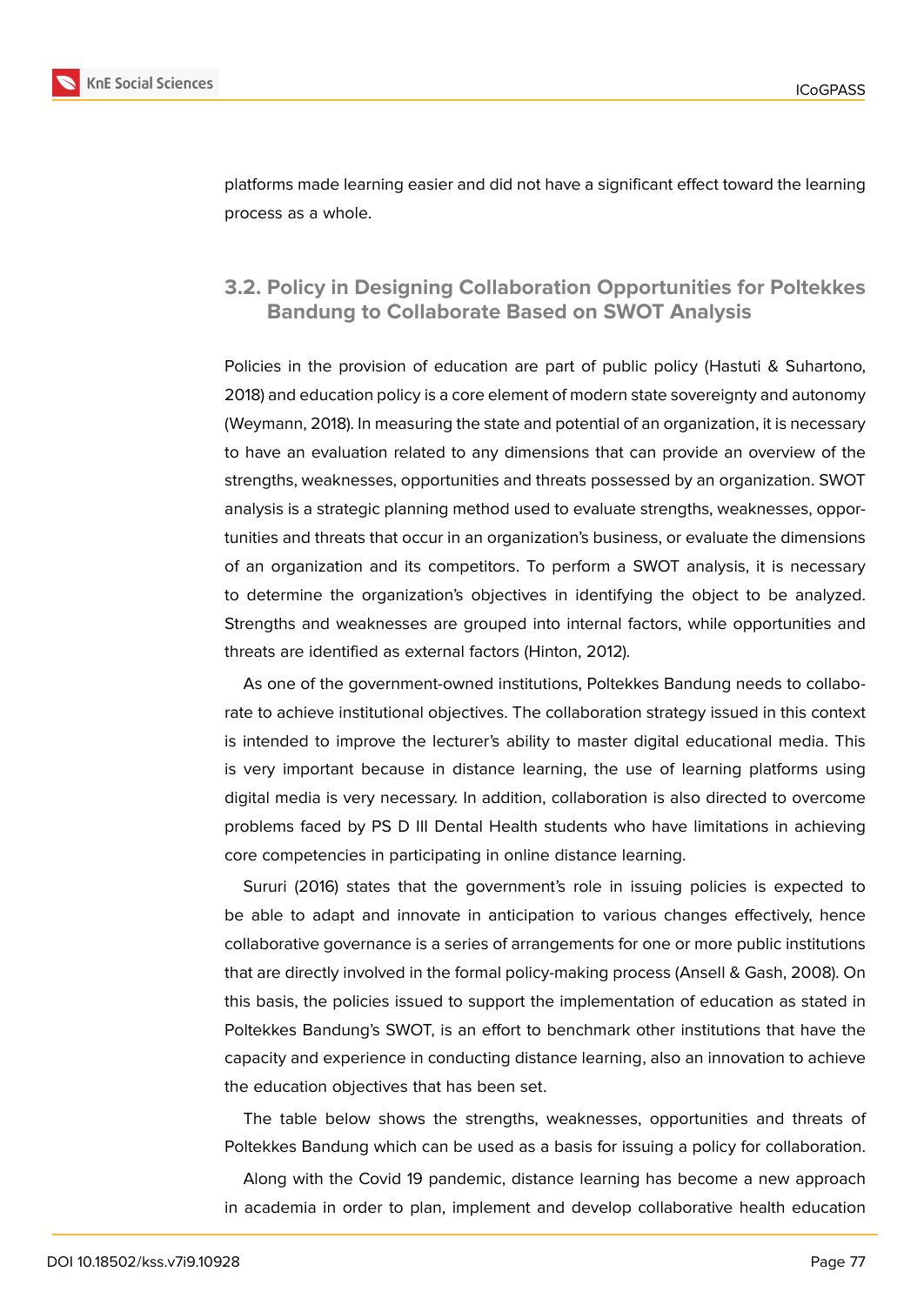platforms made learning easier and did not have a significant effect toward the learning process as a whole.

### 3.2. Policy in Designing Collaboration Opportunities for Poltekkes Bandung to Collaborate Based on SWOT Analysis

Policies in the provision of education are part of public policy (Hastuti & Suhartono, 2018) and education policy is a core element of modern state sovereignty and autonomy (Weymann, 2018). In measuring the state and potential of an organization, it is necessary to have an evaluation related to any dimensions that can provide an overview of the strengths, weaknesses, opportunities and threats possessed by an organization. SWOT analysis is a strategic planning method used to evaluate strengths, weaknesses, opportunities and threats that occur in an organization's business, or evaluate the dimensions of an organization and its competitors. To perform a SWOT analysis, it is necessary to determine the organization's objectives in identifying the object to be analyzed. Strengths and weaknesses are grouped into internal factors, while opportunities and threats are identified as external factors (Hinton, 2012).

As one of the government-owned institutions, Poltekkes Bandung needs to collaborate to achieve institutional objectives. The collaboration strategy issued in this context is intended to improve the lecturer's ability to master digital educational media. This is very important because in distance learning, the use of learning platforms using digital media is very necessary. In addition, collaboration is also directed to overcome problems faced by PS D III Dental Health students who have limitations in achieving core competencies in participating in online distance learning.

Sururi (2016) states that the government's role in issuing policies is expected to be able to adapt and innovate in anticipation to various changes effectively, hence collaborative governance is a series of arrangements for one or more public institutions that are directly involved in the formal policy-making process (Ansell & Gash, 2008). On this basis, the policies issued to support the implementation of education as stated in Poltekkes Bandung's SWOT, is an effort to benchmark other institutions that have the capacity and experience in conducting distance learning, also an innovation to achieve the education objectives that has been set.

The table below shows the strengths, weaknesses, opportunities and threats of Poltekkes Bandung which can be used as a basis for issuing a policy for collaboration.

Along with the Covid 19 pandemic, distance learning has become a new approach in academia in order to plan, implement and develop collaborative health education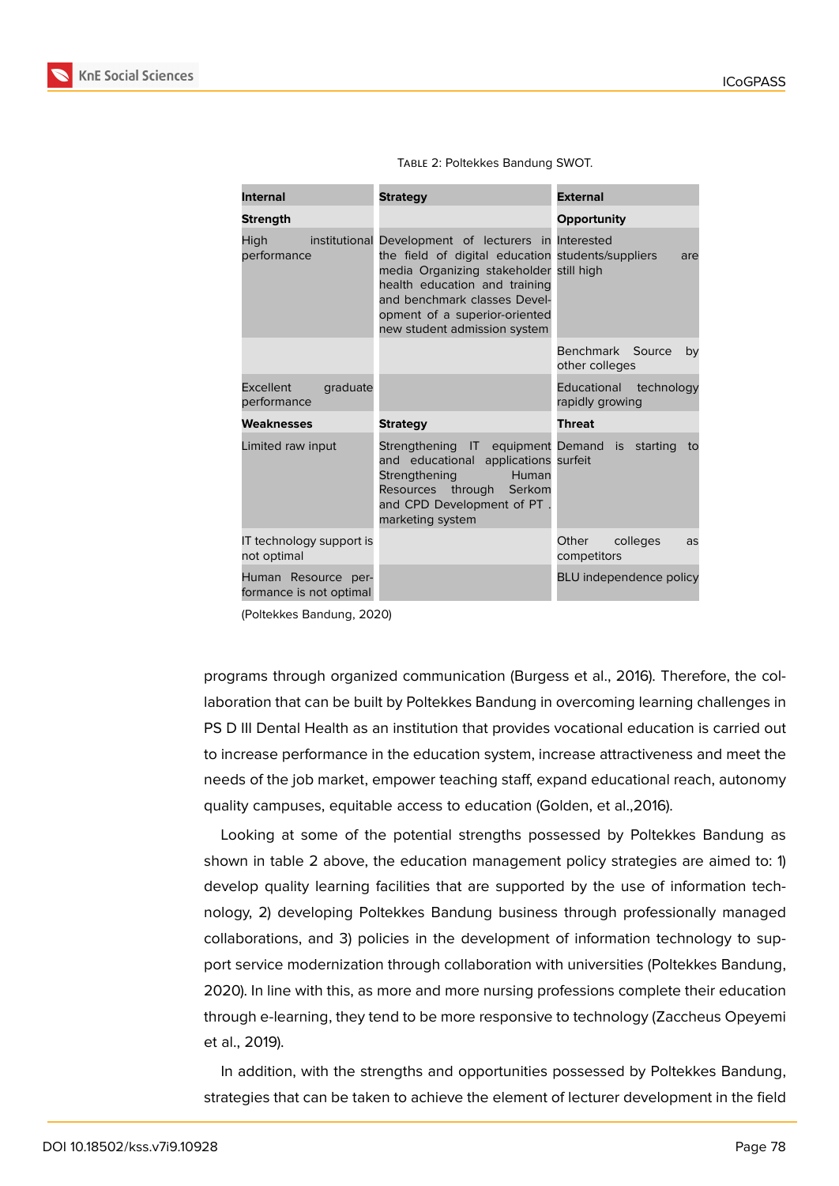Table 2: Poltekkes Bandung SWOT.

| Internal | Strategy | External |
|---|---|---|
| **Strength** | | **Opportunity** |
| High institutional performance | Development of lecturers in the field of digital education media Organizing stakeholder health education and training and benchmark classes Development of a superior-oriented new student admission system | Interested students/suppliers are still high |
| | | Benchmark Source by other colleges |
| Excellent graduate performance | | Educational technology rapidly growing |
| **Weaknesses** | **Strategy** | **Threat** |
| Limited raw input | Strengthening IT equipment and educational applications Strengthening Human Resources through Serkom and CPD Development of PT . marketing system | Demand is starting to surfeit |
| IT technology support is not optimal | | Other colleges as competitors |
| Human Resource performance is not optimal | | BLU independence policy |

(Poltekkes Bandung, 2020)

programs through organized communication (Burgess et al., 2016). Therefore, the collaboration that can be built by Poltekkes Bandung in overcoming learning challenges in PS D III Dental Health as an institution that provides vocational education is carried out to increase performance in the education system, increase attractiveness and meet the needs of the job market, empower teaching staff, expand educational reach, autonomy quality campuses, equitable access to education (Golden, et al.,2016).

Looking at some of the potential strengths possessed by Poltekkes Bandung as shown in table 2 above, the education management policy strategies are aimed to: 1) develop quality learning facilities that are supported by the use of information technology, 2) developing Poltekkes Bandung business through professionally managed collaborations, and 3) policies in the development of information technology to support service modernization through collaboration with universities (Poltekkes Bandung, 2020). In line with this, as more and more nursing professions complete their education through e-learning, they tend to be more responsive to technology (Zaccheus Opeyemi et al., 2019).

In addition, with the strengths and opportunities possessed by Poltekkes Bandung, strategies that can be taken to achieve the element of lecturer development in the field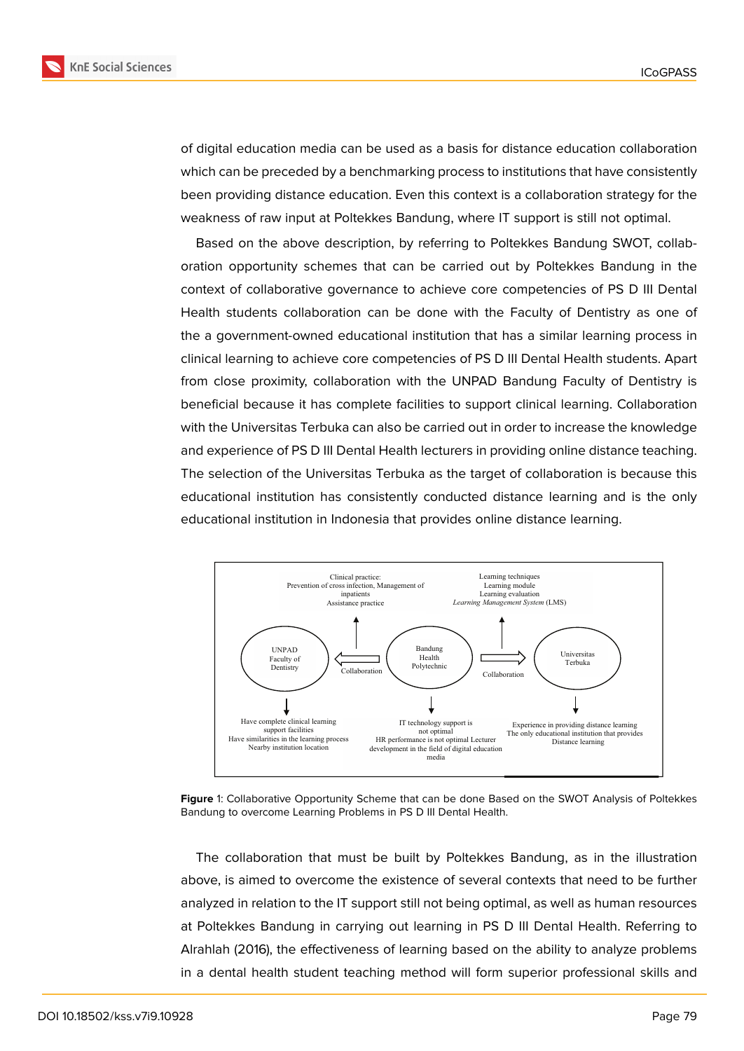of digital education media can be used as a basis for distance education collaboration which can be preceded by a benchmarking process to institutions that have consistently been providing distance education. Even this context is a collaboration strategy for the weakness of raw input at Poltekkes Bandung, where IT support is still not optimal.

Based on the above description, by referring to Poltekkes Bandung SWOT, collaboration opportunity schemes that can be carried out by Poltekkes Bandung in the context of collaborative governance to achieve core competencies of PS D III Dental Health students collaboration can be done with the Faculty of Dentistry as one of the a government-owned educational institution that has a similar learning process in clinical learning to achieve core competencies of PS D III Dental Health students. Apart from close proximity, collaboration with the UNPAD Bandung Faculty of Dentistry is beneficial because it has complete facilities to support clinical learning. Collaboration with the Universitas Terbuka can also be carried out in order to increase the knowledge and experience of PS D III Dental Health lecturers in providing online distance teaching. The selection of the Universitas Terbuka as the target of collaboration is because this educational institution has consistently conducted distance learning and is the only educational institution in Indonesia that provides online distance learning.

Clinical practice:
Prevention of cross infection, Management of inpatients
Assistance practice

Learning techniques
Learning module
Learning evaluation
*Learning Management System* (LMS)

UNPAD Faculty of Dentistry ← Collaboration ← Bandung Health Polytechnic → Collaboration → Universitas Terbuka

Have complete clinical learning support facilities
Have similarities in the learning process
Nearby institution location

IT technology support is not optimal
HR performance is not optimal Lecturer development in the field of digital education media

Experience in providing distance learning
The only educational institution that provides Distance learning

**Figure** 1: Collaborative Opportunity Scheme that can be done Based on the SWOT Analysis of Poltekkes Bandung to overcome Learning Problems in PS D III Dental Health.

The collaboration that must be built by Poltekkes Bandung, as in the illustration above, is aimed to overcome the existence of several contexts that need to be further analyzed in relation to the IT support still not being optimal, as well as human resources at Poltekkes Bandung in carrying out learning in PS D III Dental Health. Referring to Alrahlah (2016), the effectiveness of learning based on the ability to analyze problems in a dental health student teaching method will form superior professional skills and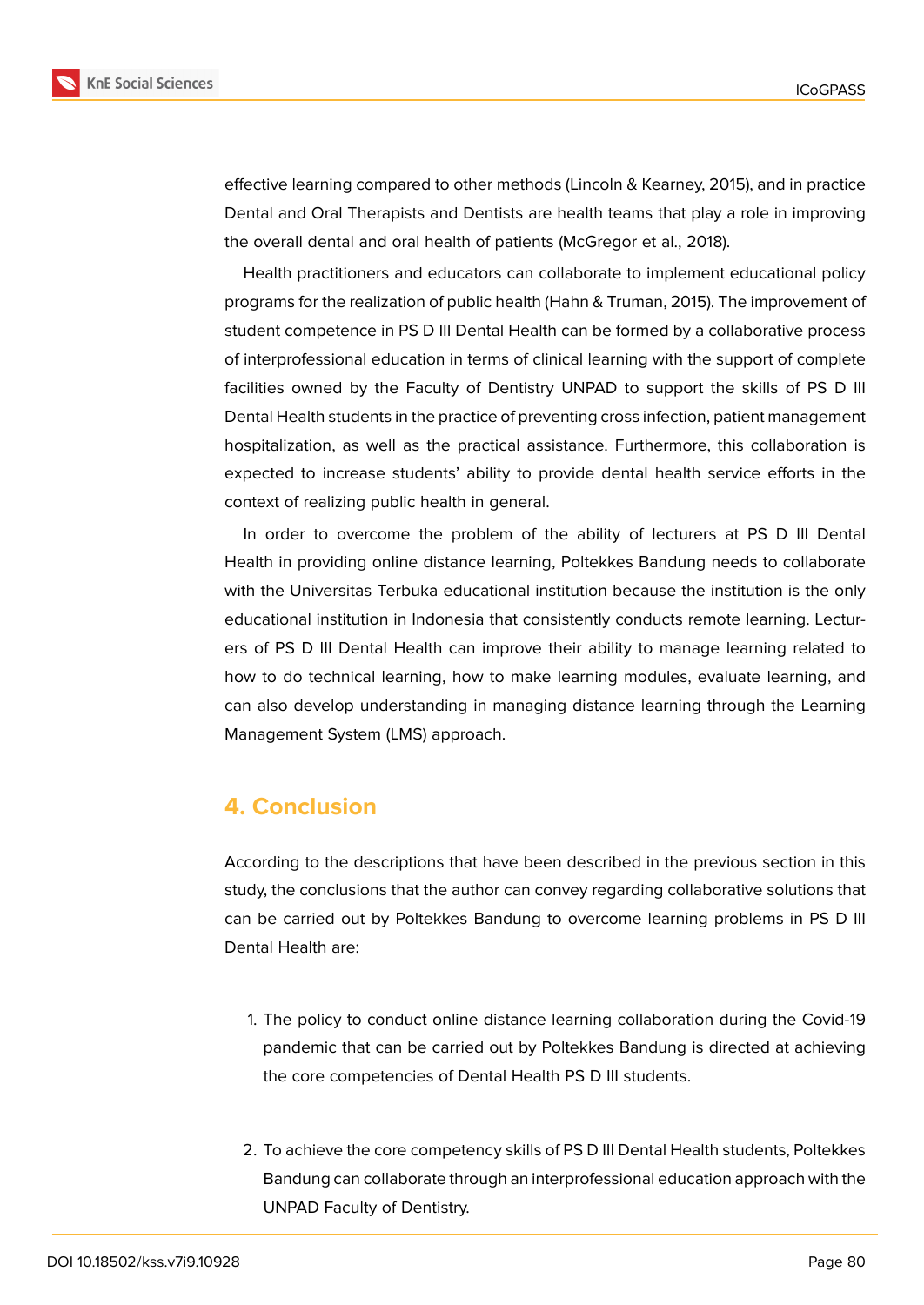effective learning compared to other methods (Lincoln & Kearney, 2015), and in practice Dental and Oral Therapists and Dentists are health teams that play a role in improving the overall dental and oral health of patients (McGregor et al., 2018).

Health practitioners and educators can collaborate to implement educational policy programs for the realization of public health (Hahn & Truman, 2015). The improvement of student competence in PS D III Dental Health can be formed by a collaborative process of interprofessional education in terms of clinical learning with the support of complete facilities owned by the Faculty of Dentistry UNPAD to support the skills of PS D III Dental Health students in the practice of preventing cross infection, patient management hospitalization, as well as the practical assistance. Furthermore, this collaboration is expected to increase students' ability to provide dental health service efforts in the context of realizing public health in general.

In order to overcome the problem of the ability of lecturers at PS D III Dental Health in providing online distance learning, Poltekkes Bandung needs to collaborate with the Universitas Terbuka educational institution because the institution is the only educational institution in Indonesia that consistently conducts remote learning. Lecturers of PS D III Dental Health can improve their ability to manage learning related to how to do technical learning, how to make learning modules, evaluate learning, and can also develop understanding in managing distance learning through the Learning Management System (LMS) approach.

## 4. Conclusion

According to the descriptions that have been described in the previous section in this study, the conclusions that the author can convey regarding collaborative solutions that can be carried out by Poltekkes Bandung to overcome learning problems in PS D III Dental Health are:

1. The policy to conduct online distance learning collaboration during the Covid-19 pandemic that can be carried out by Poltekkes Bandung is directed at achieving the core competencies of Dental Health PS D III students.

2. To achieve the core competency skills of PS D III Dental Health students, Poltekkes Bandung can collaborate through an interprofessional education approach with the UNPAD Faculty of Dentistry.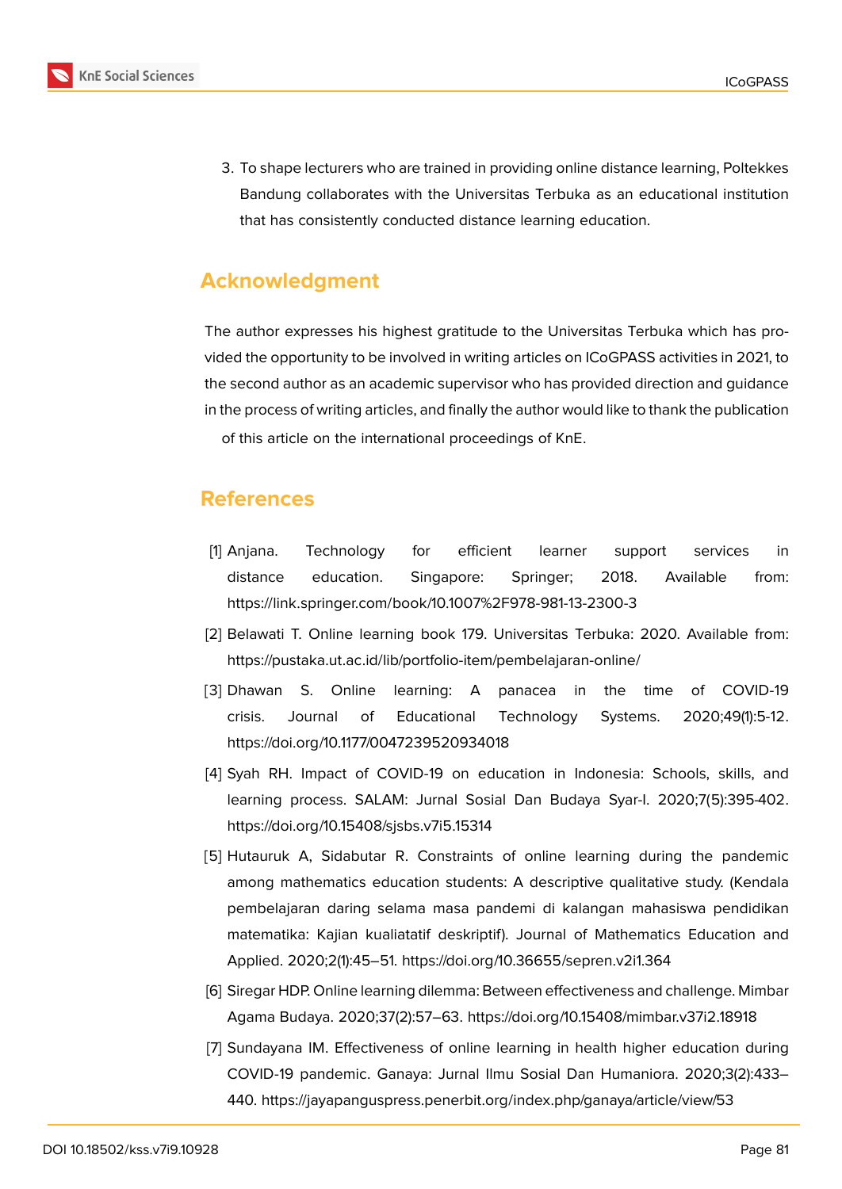3. To shape lecturers who are trained in providing online distance learning, Poltekkes Bandung collaborates with the Universitas Terbuka as an educational institution that has consistently conducted distance learning education.

## Acknowledgment

The author expresses his highest gratitude to the Universitas Terbuka which has provided the opportunity to be involved in writing articles on ICoGPASS activities in 2021, to the second author as an academic supervisor who has provided direction and guidance in the process of writing articles, and finally the author would like to thank the publication of this article on the international proceedings of KnE.

## References

[1] Anjana. Technology for efficient learner support services in distance education. Singapore: Springer; 2018. Available from: https://link.springer.com/book/10.1007%2F978-981-13-2300-3

[2] Belawati T. Online learning book 179. Universitas Terbuka: 2020. Available from: https://pustaka.ut.ac.id/lib/portfolio-item/pembelajaran-online/

[3] Dhawan S. Online learning: A panacea in the time of COVID-19 crisis. Journal of Educational Technology Systems. 2020;49(1):5-12. https://doi.org/10.1177/0047239520934018

[4] Syah RH. Impact of COVID-19 on education in Indonesia: Schools, skills, and learning process. SALAM: Jurnal Sosial Dan Budaya Syar-I. 2020;7(5):395-402. https://doi.org/10.15408/sjsbs.v7i5.15314

[5] Hutauruk A, Sidabutar R. Constraints of online learning during the pandemic among mathematics education students: A descriptive qualitative study. (Kendala pembelajaran daring selama masa pandemi di kalangan mahasiswa pendidikan matematika: Kajian kualiatatif deskriptif). Journal of Mathematics Education and Applied. 2020;2(1):45–51. https://doi.org/10.36655/sepren.v2i1.364

[6] Siregar HDP. Online learning dilemma: Between effectiveness and challenge. Mimbar Agama Budaya. 2020;37(2):57–63. https://doi.org/10.15408/mimbar.v37i2.18918

[7] Sundayana IM. Effectiveness of online learning in health higher education during COVID-19 pandemic. Ganaya: Jurnal Ilmu Sosial Dan Humaniora. 2020;3(2):433–440. https://jayapanguspress.penerbit.org/index.php/ganaya/article/view/53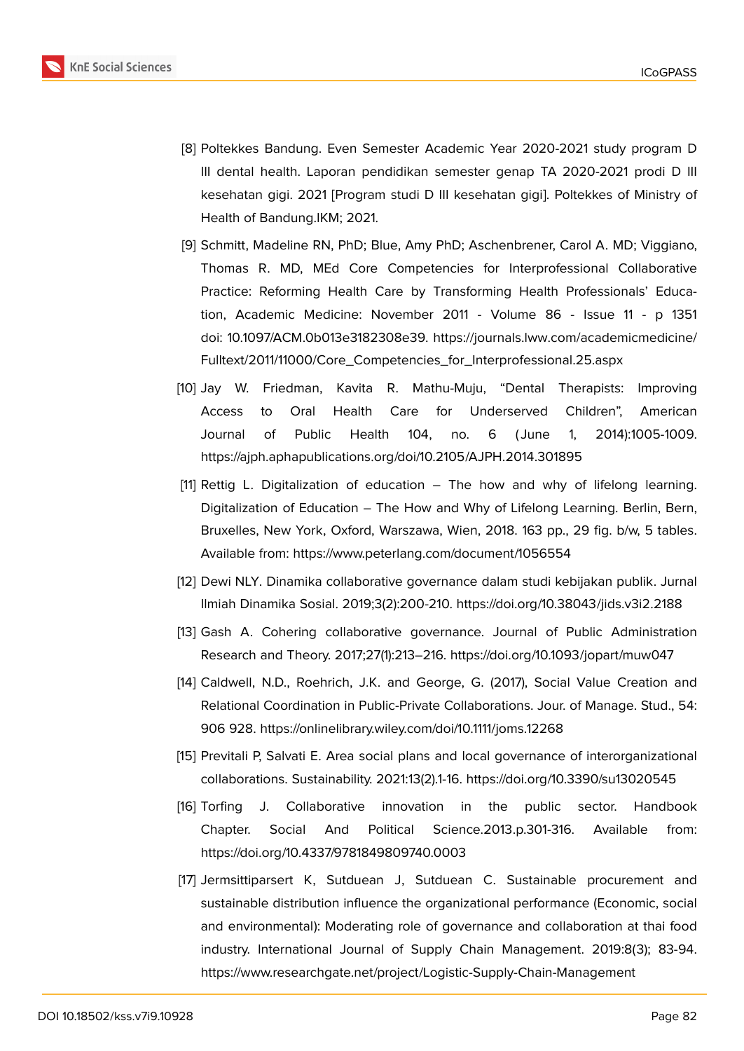[8] Poltekkes Bandung. Even Semester Academic Year 2020-2021 study program D III dental health. Laporan pendidikan semester genap TA 2020-2021 prodi D III kesehatan gigi. 2021 [Program studi D III kesehatan gigi]. Poltekkes of Ministry of Health of Bandung.IKM; 2021.

[9] Schmitt, Madeline RN, PhD; Blue, Amy PhD; Aschenbrener, Carol A. MD; Viggiano, Thomas R. MD, MEd Core Competencies for Interprofessional Collaborative Practice: Reforming Health Care by Transforming Health Professionals' Education, Academic Medicine: November 2011 - Volume 86 - Issue 11 - p 1351 doi: 10.1097/ACM.0b013e3182308e39. https://journals.lww.com/academicmedicine/Fulltext/2011/11000/Core_Competencies_for_Interprofessional.25.aspx

[10] Jay W. Friedman, Kavita R. Mathu-Muju, "Dental Therapists: Improving Access to Oral Health Care for Underserved Children", American Journal of Public Health 104, no. 6 (June 1, 2014):1005-1009. https://ajph.aphapublications.org/doi/10.2105/AJPH.2014.301895

[11] Rettig L. Digitalization of education – The how and why of lifelong learning. Digitalization of Education – The How and Why of Lifelong Learning. Berlin, Bern, Bruxelles, New York, Oxford, Warszawa, Wien, 2018. 163 pp., 29 fig. b/w, 5 tables. Available from: https://www.peterlang.com/document/1056554

[12] Dewi NLY. Dinamika collaborative governance dalam studi kebijakan publik. Jurnal Ilmiah Dinamika Sosial. 2019;3(2):200-210. https://doi.org/10.38043/jids.v3i2.2188

[13] Gash A. Cohering collaborative governance. Journal of Public Administration Research and Theory. 2017;27(1):213–216. https://doi.org/10.1093/jopart/muw047

[14] Caldwell, N.D., Roehrich, J.K. and George, G. (2017), Social Value Creation and Relational Coordination in Public-Private Collaborations. Jour. of Manage. Stud., 54: 906 928. https://onlinelibrary.wiley.com/doi/10.1111/joms.12268

[15] Previtali P, Salvati E. Area social plans and local governance of interorganizational collaborations. Sustainability. 2021:13(2).1-16. https://doi.org/10.3390/su13020545

[16] Torfing J. Collaborative innovation in the public sector. Handbook Chapter. Social And Political Science.2013.p.301-316. Available from: https://doi.org/10.4337/9781849809740.0003

[17] Jermsittiparsert K, Sutduean J, Sutduean C. Sustainable procurement and sustainable distribution influence the organizational performance (Economic, social and environmental): Moderating role of governance and collaboration at thai food industry. International Journal of Supply Chain Management. 2019:8(3); 83-94. https://www.researchgate.net/project/Logistic-Supply-Chain-Management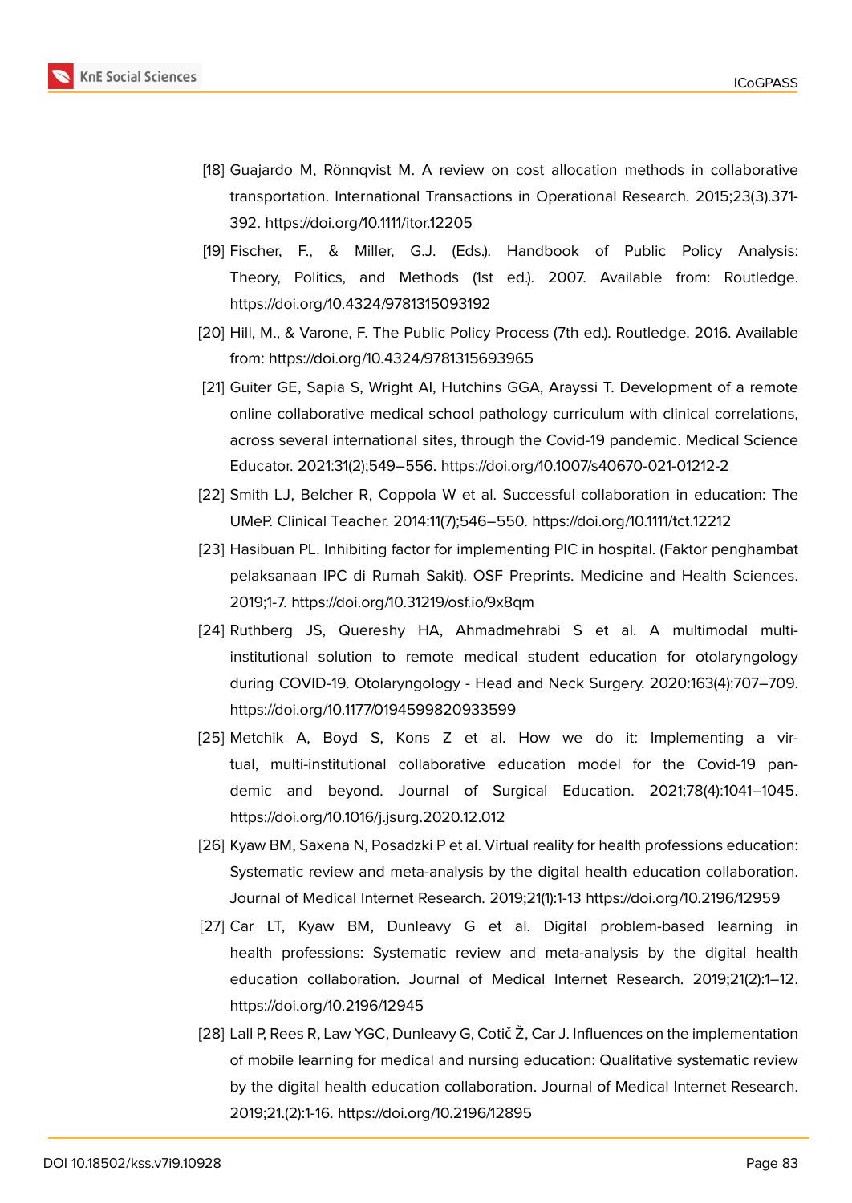[18] Guajardo M, Rönnqvist M. A review on cost allocation methods in collaborative transportation. International Transactions in Operational Research. 2015;23(3).371-392. https://doi.org/10.1111/itor.12205

[19] Fischer, F., & Miller, G.J. (Eds.). Handbook of Public Policy Analysis: Theory, Politics, and Methods (1st ed.). 2007. Available from: Routledge. https://doi.org/10.4324/9781315093192

[20] Hill, M., & Varone, F. The Public Policy Process (7th ed.). Routledge. 2016. Available from: https://doi.org/10.4324/9781315693965

[21] Guiter GE, Sapia S, Wright AI, Hutchins GGA, Arayssi T. Development of a remote online collaborative medical school pathology curriculum with clinical correlations, across several international sites, through the Covid-19 pandemic. Medical Science Educator. 2021:31(2);549–556. https://doi.org/10.1007/s40670-021-01212-2

[22] Smith LJ, Belcher R, Coppola W et al. Successful collaboration in education: The UMeP. Clinical Teacher. 2014:11(7);546–550. https://doi.org/10.1111/tct.12212

[23] Hasibuan PL. Inhibiting factor for implementing PIC in hospital. (Faktor penghambat pelaksanaan IPC di Rumah Sakit). OSF Preprints. Medicine and Health Sciences. 2019;1-7. https://doi.org/10.31219/osf.io/9x8qm

[24] Ruthberg JS, Quereshy HA, Ahmadmehrabi S et al. A multimodal multi-institutional solution to remote medical student education for otolaryngology during COVID-19. Otolaryngology - Head and Neck Surgery. 2020:163(4):707–709. https://doi.org/10.1177/0194599820933599

[25] Metchik A, Boyd S, Kons Z et al. How we do it: Implementing a virtual, multi-institutional collaborative education model for the Covid-19 pandemic and beyond. Journal of Surgical Education. 2021;78(4):1041–1045. https://doi.org/10.1016/j.jsurg.2020.12.012

[26] Kyaw BM, Saxena N, Posadzki P et al. Virtual reality for health professions education: Systematic review and meta-analysis by the digital health education collaboration. Journal of Medical Internet Research. 2019;21(1):1-13 https://doi.org/10.2196/12959

[27] Car LT, Kyaw BM, Dunleavy G et al. Digital problem-based learning in health professions: Systematic review and meta-analysis by the digital health education collaboration. Journal of Medical Internet Research. 2019;21(2):1–12. https://doi.org/10.2196/12945

[28] Lall P, Rees R, Law YGC, Dunleavy G, Cotič Ž, Car J. Influences on the implementation of mobile learning for medical and nursing education: Qualitative systematic review by the digital health education collaboration. Journal of Medical Internet Research. 2019;21.(2):1-16. https://doi.org/10.2196/12895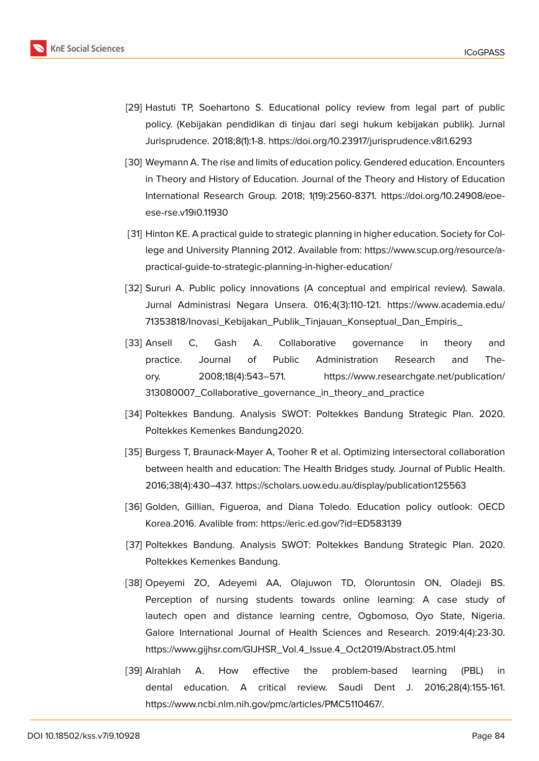[29] Hastuti TP, Soehartono S. Educational policy review from legal part of public policy. (Kebijakan pendidikan di tinjau dari segi hukum kebijakan publik). Jurnal Jurisprudence. 2018;8(1):1-8. https://doi.org/10.23917/jurisprudence.v8i1.6293

[30] Weymann A. The rise and limits of education policy. Gendered education. Encounters in Theory and History of Education. Journal of the Theory and History of Education International Research Group. 2018; 1(19):2560-8371. https://doi.org/10.24908/eoe-ese-rse.v19i0.11930

[31] Hinton KE. A practical guide to strategic planning in higher education. Society for College and University Planning 2012. Available from: https://www.scup.org/resource/a-practical-guide-to-strategic-planning-in-higher-education/

[32] Sururi A. Public policy innovations (A conceptual and empirical review). Sawala. Jurnal Administrasi Negara Unsera. 016;4(3):110-121. https://www.academia.edu/71353818/Inovasi_Kebijakan_Publik_Tinjauan_Konseptual_Dan_Empiris_

[33] Ansell C, Gash A. Collaborative governance in theory and practice. Journal of Public Administration Research and Theory. 2008;18(4):543–571. https://www.researchgate.net/publication/313080007_Collaborative_governance_in_theory_and_practice

[34] Poltekkes Bandung. Analysis SWOT: Poltekkes Bandung Strategic Plan. 2020. Poltekkes Kemenkes Bandung2020.

[35] Burgess T, Braunack-Mayer A, Tooher R et al. Optimizing intersectoral collaboration between health and education: The Health Bridges study. Journal of Public Health. 2016;38(4):430–437. https://scholars.uow.edu.au/display/publication125563

[36] Golden, Gillian, Figueroa, and Diana Toledo. Education policy outlook: OECD Korea.2016. Avalible from: https://eric.ed.gov/?id=ED583139

[37] Poltekkes Bandung. Analysis SWOT: Poltekkes Bandung Strategic Plan. 2020. Poltekkes Kemenkes Bandung.

[38] Opeyemi ZO, Adeyemi AA, Olajuwon TD, Oloruntosin ON, Oladeji BS. Perception of nursing students towards online learning: A case study of lautech open and distance learning centre, Ogbomoso, Oyo State, Nigeria. Galore International Journal of Health Sciences and Research. 2019:4(4):23-30. https://www.gijhsr.com/GIJHSR_Vol.4_Issue.4_Oct2019/Abstract.05.html

[39] Alrahlah A. How effective the problem-based learning (PBL) in dental education. A critical review. Saudi Dent J. 2016;28(4):155-161. https://www.ncbi.nlm.nih.gov/pmc/articles/PMC5110467/.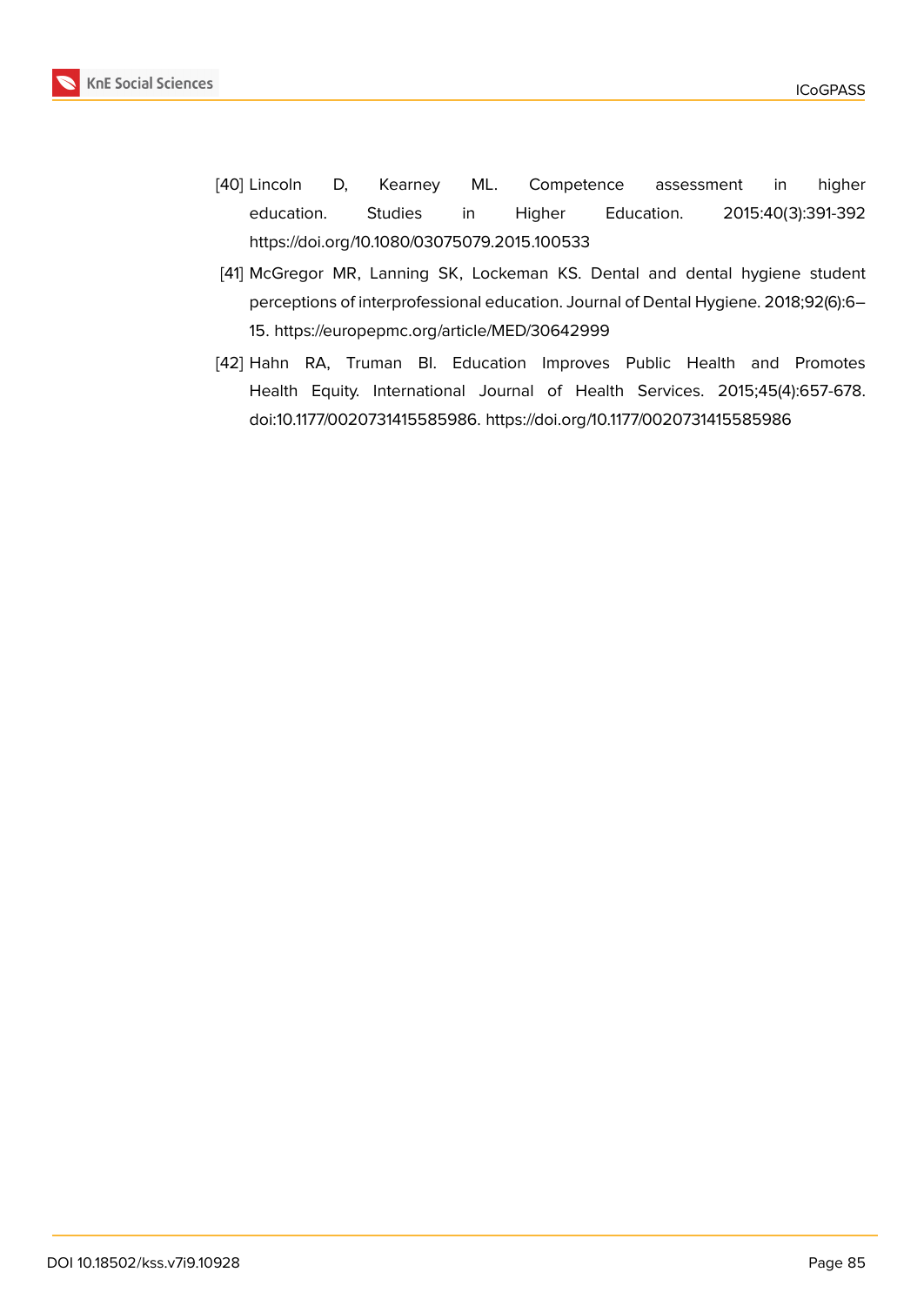[40] Lincoln D, Kearney ML. Competence assessment in higher education. Studies in Higher Education. 2015:40(3):391-392 https://doi.org/10.1080/03075079.2015.100533

[41] McGregor MR, Lanning SK, Lockeman KS. Dental and dental hygiene student perceptions of interprofessional education. Journal of Dental Hygiene. 2018;92(6):6–15. https://europepmc.org/article/MED/30642999

[42] Hahn RA, Truman BI. Education Improves Public Health and Promotes Health Equity. International Journal of Health Services. 2015;45(4):657-678. doi:10.1177/0020731415585986. https://doi.org/10.1177/0020731415585986